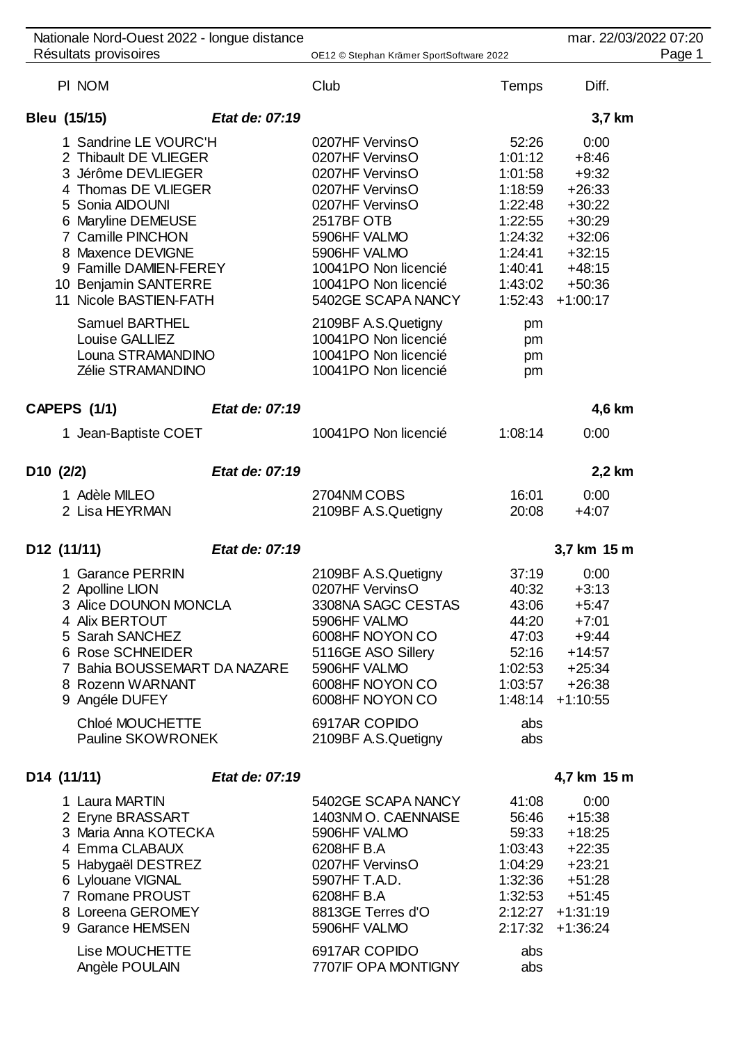# Nationale Nord-Ouest 2022 - longue distance

Résultats provisoires

mar. 22/03/2022 07:20

OE12 © Stephan Krämer SportSoftware 2022

| Pl | NOM | Club | Temps | Diff. |
|---|---|---|---|---|

## Bleu (15/15) — *Etat de: 07:19* — 3,7 km

| Pl | NOM | Club | Temps | Diff. |
|---|---|---|---|---|
| 1 | Sandrine LE VOURC'H | 0207HF VervinsO | 52:26 | 0:00 |
| 2 | Thibault DE VLIEGER | 0207HF VervinsO | 1:01:12 | +8:46 |
| 3 | Jérôme DEVLIEGER | 0207HF VervinsO | 1:01:58 | +9:32 |
| 4 | Thomas DE VLIEGER | 0207HF VervinsO | 1:18:59 | +26:33 |
| 5 | Sonia AIDOUNI | 0207HF VervinsO | 1:22:48 | +30:22 |
| 6 | Maryline DEMEUSE | 2517BF OTB | 1:22:55 | +30:29 |
| 7 | Camille PINCHON | 5906HF VALMO | 1:24:32 | +32:06 |
| 8 | Maxence DEVIGNE | 5906HF VALMO | 1:24:41 | +32:15 |
| 9 | Famille DAMIEN-FEREY | 10041PO Non licencié | 1:40:41 | +48:15 |
| 10 | Benjamin SANTERRE | 10041PO Non licencié | 1:43:02 | +50:36 |
| 11 | Nicole BASTIEN-FATH | 5402GE SCAPA NANCY | 1:52:43 | +1:00:17 |
| | Samuel BARTHEL | 2109BF A.S.Quetigny | pm | |
| | Louise GALLIEZ | 10041PO Non licencié | pm | |
| | Louna STRAMANDINO | 10041PO Non licencié | pm | |
| | Zélie STRAMANDINO | 10041PO Non licencié | pm | |

## CAPEPS (1/1) — *Etat de: 07:19* — 4,6 km

| Pl | NOM | Club | Temps | Diff. |
|---|---|---|---|---|
| 1 | Jean-Baptiste COET | 10041PO Non licencié | 1:08:14 | 0:00 |

## D10 (2/2) — *Etat de: 07:19* — 2,2 km

| Pl | NOM | Club | Temps | Diff. |
|---|---|---|---|---|
| 1 | Adèle MILEO | 2704NM COBS | 16:01 | 0:00 |
| 2 | Lisa HEYRMAN | 2109BF A.S.Quetigny | 20:08 | +4:07 |

## D12 (11/11) — *Etat de: 07:19* — 3,7 km 15 m

| Pl | NOM | Club | Temps | Diff. |
|---|---|---|---|---|
| 1 | Garance PERRIN | 2109BF A.S.Quetigny | 37:19 | 0:00 |
| 2 | Apolline LION | 0207HF VervinsO | 40:32 | +3:13 |
| 3 | Alice DOUNON MONCLA | 3308NA SAGC CESTAS | 43:06 | +5:47 |
| 4 | Alix BERTOUT | 5906HF VALMO | 44:20 | +7:01 |
| 5 | Sarah SANCHEZ | 6008HF NOYON CO | 47:03 | +9:44 |
| 6 | Rose SCHNEIDER | 5116GE ASO Sillery | 52:16 | +14:57 |
| 7 | Bahia BOUSSEMART DA NAZARE | 5906HF VALMO | 1:02:53 | +25:34 |
| 8 | Rozenn WARNANT | 6008HF NOYON CO | 1:03:57 | +26:38 |
| 9 | Angéle DUFEY | 6008HF NOYON CO | 1:48:14 | +1:10:55 |
| | Chloé MOUCHETTE | 6917AR COPIDO | abs | |
| | Pauline SKOWRONEK | 2109BF A.S.Quetigny | abs | |

## D14 (11/11) — *Etat de: 07:19* — 4,7 km 15 m

| Pl | NOM | Club | Temps | Diff. |
|---|---|---|---|---|
| 1 | Laura MARTIN | 5402GE SCAPA NANCY | 41:08 | 0:00 |
| 2 | Eryne BRASSART | 1403NM O. CAENNAISE | 56:46 | +15:38 |
| 3 | Maria Anna KOTECKA | 5906HF VALMO | 59:33 | +18:25 |
| 4 | Emma CLABAUX | 6208HF B.A | 1:03:43 | +22:35 |
| 5 | Habygaël DESTREZ | 0207HF VervinsO | 1:04:29 | +23:21 |
| 6 | Lylouane VIGNAL | 5907HF T.A.D. | 1:32:36 | +51:28 |
| 7 | Romane PROUST | 6208HF B.A | 1:32:53 | +51:45 |
| 8 | Loreena GEROMEY | 8813GE Terres d'O | 2:12:27 | +1:31:19 |
| 9 | Garance HEMSEN | 5906HF VALMO | 2:17:32 | +1:36:24 |
| | Lise MOUCHETTE | 6917AR COPIDO | abs | |
| | Angèle POULAIN | 7707IF OPA MONTIGNY | abs | |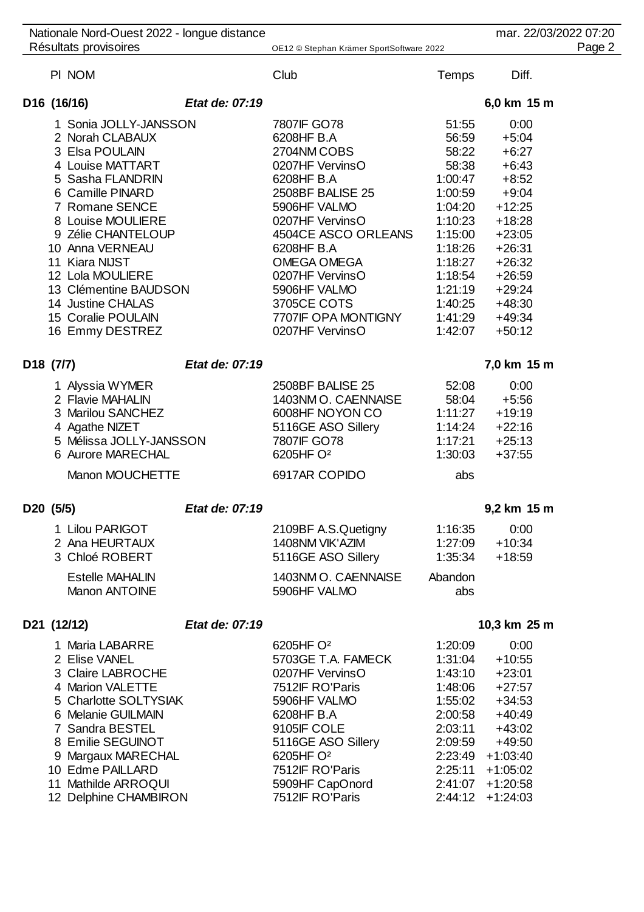Nationale Nord-Ouest 2022 - longue distance
Résultats provisoires

| Pl | NOM | Club | Temps | Diff. |
|---|---|---|---|---|
| **D16 (16/16)** | *Etat de: 07:19* | | | **6,0 km 15 m** |
| 1 | Sonia JOLLY-JANSSON | 7807IF GO78 | 51:55 | 0:00 |
| 2 | Norah CLABAUX | 6208HF B.A | 56:59 | +5:04 |
| 3 | Elsa POULAIN | 2704NM COBS | 58:22 | +6:27 |
| 4 | Louise MATTART | 0207HF VervinsO | 58:38 | +6:43 |
| 5 | Sasha FLANDRIN | 6208HF B.A | 1:00:47 | +8:52 |
| 6 | Camille PINARD | 2508BF BALISE 25 | 1:00:59 | +9:04 |
| 7 | Romane SENCE | 5906HF VALMO | 1:04:20 | +12:25 |
| 8 | Louise MOULIERE | 0207HF VervinsO | 1:10:23 | +18:28 |
| 9 | Zélie CHANTELOUP | 4504CE ASCO ORLEANS | 1:15:00 | +23:05 |
| 10 | Anna VERNEAU | 6208HF B.A | 1:18:26 | +26:31 |
| 11 | Kiara NIJST | OMEGA OMEGA | 1:18:27 | +26:32 |
| 12 | Lola MOULIERE | 0207HF VervinsO | 1:18:54 | +26:59 |
| 13 | Clémentine BAUDSON | 5906HF VALMO | 1:21:19 | +29:24 |
| 14 | Justine CHALAS | 3705CE COTS | 1:40:25 | +48:30 |
| 15 | Coralie POULAIN | 7707IF OPA MONTIGNY | 1:41:29 | +49:34 |
| 16 | Emmy DESTREZ | 0207HF VervinsO | 1:42:07 | +50:12 |
| **D18 (7/7)** | *Etat de: 07:19* | | | **7,0 km 15 m** |
| 1 | Alyssia WYMER | 2508BF BALISE 25 | 52:08 | 0:00 |
| 2 | Flavie MAHALIN | 1403NM O. CAENNAISE | 58:04 | +5:56 |
| 3 | Marilou SANCHEZ | 6008HF NOYON CO | 1:11:27 | +19:19 |
| 4 | Agathe NIZET | 5116GE ASO Sillery | 1:14:24 | +22:16 |
| 5 | Mélissa JOLLY-JANSSON | 7807IF GO78 | 1:17:21 | +25:13 |
| 6 | Aurore MARECHAL | 6205HF O² | 1:30:03 | +37:55 |
| | Manon MOUCHETTE | 6917AR COPIDO | abs | |
| **D20 (5/5)** | *Etat de: 07:19* | | | **9,2 km 15 m** |
| 1 | Lilou PARIGOT | 2109BF A.S.Quetigny | 1:16:35 | 0:00 |
| 2 | Ana HEURTAUX | 1408NM VIK'AZIM | 1:27:09 | +10:34 |
| 3 | Chloé ROBERT | 5116GE ASO Sillery | 1:35:34 | +18:59 |
| | Estelle MAHALIN | 1403NM O. CAENNAISE | Abandon | |
| | Manon ANTOINE | 5906HF VALMO | abs | |
| **D21 (12/12)** | *Etat de: 07:19* | | | **10,3 km 25 m** |
| 1 | Maria LABARRE | 6205HF O² | 1:20:09 | 0:00 |
| 2 | Elise VANEL | 5703GE T.A. FAMECK | 1:31:04 | +10:55 |
| 3 | Claire LABROCHE | 0207HF VervinsO | 1:43:10 | +23:01 |
| 4 | Marion VALETTE | 7512IF RO'Paris | 1:48:06 | +27:57 |
| 5 | Charlotte SOLTYSIAK | 5906HF VALMO | 1:55:02 | +34:53 |
| 6 | Melanie GUILMAIN | 6208HF B.A | 2:00:58 | +40:49 |
| 7 | Sandra BESTEL | 9105IF COLE | 2:03:11 | +43:02 |
| 8 | Emilie SEGUINOT | 5116GE ASO Sillery | 2:09:59 | +49:50 |
| 9 | Margaux MARECHAL | 6205HF O² | 2:23:49 | +1:03:40 |
| 10 | Edme PAILLARD | 7512IF RO'Paris | 2:25:11 | +1:05:02 |
| 11 | Mathilde ARROQUI | 5909HF CapOnord | 2:41:07 | +1:20:58 |
| 12 | Delphine CHAMBIRON | 7512IF RO'Paris | 2:44:12 | +1:24:03 |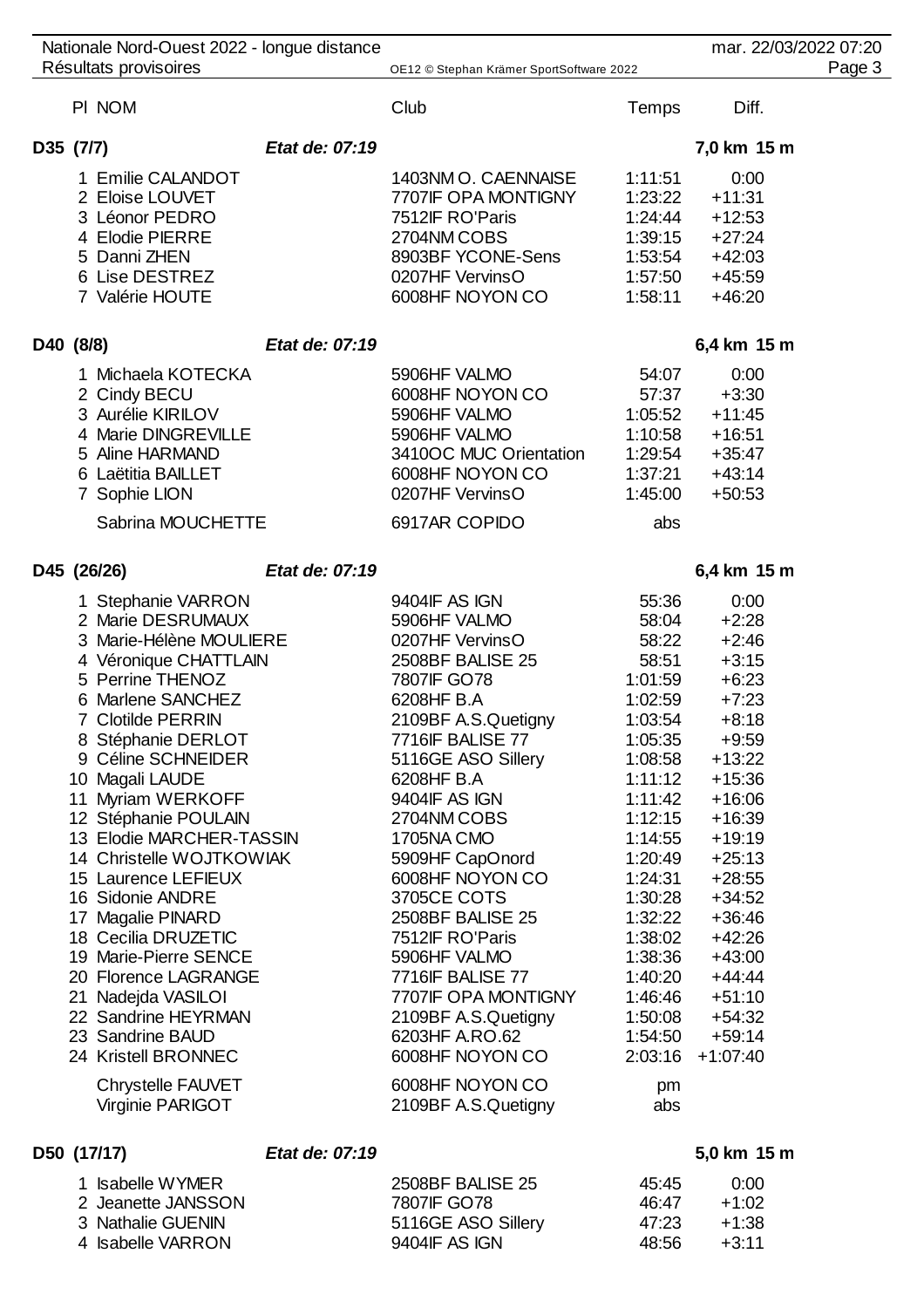Nationale Nord-Ouest 2022 - longue distance — mar. 22/03/2022 07:20

Résultats provisoires — OE12 © Stephan Krämer SportSoftware 2022

## D35 (7/7) — *Etat de: 07:19* — 7,0 km 15 m

| Pl | NOM | Club | Temps | Diff. |
|---|---|---|---|---|
| 1 | Emilie CALANDOT | 1403NM O. CAENNAISE | 1:11:51 | 0:00 |
| 2 | Eloise LOUVET | 7707IF OPA MONTIGNY | 1:23:22 | +11:31 |
| 3 | Léonor PEDRO | 7512IF RO'Paris | 1:24:44 | +12:53 |
| 4 | Elodie PIERRE | 2704NM COBS | 1:39:15 | +27:24 |
| 5 | Danni ZHEN | 8903BF YCONE-Sens | 1:53:54 | +42:03 |
| 6 | Lise DESTREZ | 0207HF VervinsO | 1:57:50 | +45:59 |
| 7 | Valérie HOUTE | 6008HF NOYON CO | 1:58:11 | +46:20 |

## D40 (8/8) — *Etat de: 07:19* — 6,4 km 15 m

| Pl | NOM | Club | Temps | Diff. |
|---|---|---|---|---|
| 1 | Michaela KOTECKA | 5906HF VALMO | 54:07 | 0:00 |
| 2 | Cindy BECU | 6008HF NOYON CO | 57:37 | +3:30 |
| 3 | Aurélie KIRILOV | 5906HF VALMO | 1:05:52 | +11:45 |
| 4 | Marie DINGREVILLE | 5906HF VALMO | 1:10:58 | +16:51 |
| 5 | Aline HARMAND | 3410OC MUC Orientation | 1:29:54 | +35:47 |
| 6 | Laëtitia BAILLET | 6008HF NOYON CO | 1:37:21 | +43:14 |
| 7 | Sophie LION | 0207HF VervinsO | 1:45:00 | +50:53 |
| | Sabrina MOUCHETTE | 6917AR COPIDO | abs | |

## D45 (26/26) — *Etat de: 07:19* — 6,4 km 15 m

| Pl | NOM | Club | Temps | Diff. |
|---|---|---|---|---|
| 1 | Stephanie VARRON | 9404IF AS IGN | 55:36 | 0:00 |
| 2 | Marie DESRUMAUX | 5906HF VALMO | 58:04 | +2:28 |
| 3 | Marie-Hélène MOULIERE | 0207HF VervinsO | 58:22 | +2:46 |
| 4 | Véronique CHATTLAIN | 2508BF BALISE 25 | 58:51 | +3:15 |
| 5 | Perrine THENOZ | 7807IF GO78 | 1:01:59 | +6:23 |
| 6 | Marlene SANCHEZ | 6208HF B.A | 1:02:59 | +7:23 |
| 7 | Clotilde PERRIN | 2109BF A.S.Quetigny | 1:03:54 | +8:18 |
| 8 | Stéphanie DERLOT | 7716IF BALISE 77 | 1:05:35 | +9:59 |
| 9 | Céline SCHNEIDER | 5116GE ASO Sillery | 1:08:58 | +13:22 |
| 10 | Magali LAUDE | 6208HF B.A | 1:11:12 | +15:36 |
| 11 | Myriam WERKOFF | 9404IF AS IGN | 1:11:42 | +16:06 |
| 12 | Stéphanie POULAIN | 2704NM COBS | 1:12:15 | +16:39 |
| 13 | Elodie MARCHER-TASSIN | 1705NA CMO | 1:14:55 | +19:19 |
| 14 | Christelle WOJTKOWIAK | 5909HF CapOnord | 1:20:49 | +25:13 |
| 15 | Laurence LEFIEUX | 6008HF NOYON CO | 1:24:31 | +28:55 |
| 16 | Sidonie ANDRE | 3705CE COTS | 1:30:28 | +34:52 |
| 17 | Magalie PINARD | 2508BF BALISE 25 | 1:32:22 | +36:46 |
| 18 | Cecilia DRUZETIC | 7512IF RO'Paris | 1:38:02 | +42:26 |
| 19 | Marie-Pierre SENCE | 5906HF VALMO | 1:38:36 | +43:00 |
| 20 | Florence LAGRANGE | 7716IF BALISE 77 | 1:40:20 | +44:44 |
| 21 | Nadejda VASILOI | 7707IF OPA MONTIGNY | 1:46:46 | +51:10 |
| 22 | Sandrine HEYRMAN | 2109BF A.S.Quetigny | 1:50:08 | +54:32 |
| 23 | Sandrine BAUD | 6203HF A.RO.62 | 1:54:50 | +59:14 |
| 24 | Kristell BRONNEC | 6008HF NOYON CO | 2:03:16 | +1:07:40 |
| | Chrystelle FAUVET | 6008HF NOYON CO | pm | |
| | Virginie PARIGOT | 2109BF A.S.Quetigny | abs | |

## D50 (17/17) — *Etat de: 07:19* — 5,0 km 15 m

| Pl | NOM | Club | Temps | Diff. |
|---|---|---|---|---|
| 1 | Isabelle WYMER | 2508BF BALISE 25 | 45:45 | 0:00 |
| 2 | Jeanette JANSSON | 7807IF GO78 | 46:47 | +1:02 |
| 3 | Nathalie GUENIN | 5116GE ASO Sillery | 47:23 | +1:38 |
| 4 | Isabelle VARRON | 9404IF AS IGN | 48:56 | +3:11 |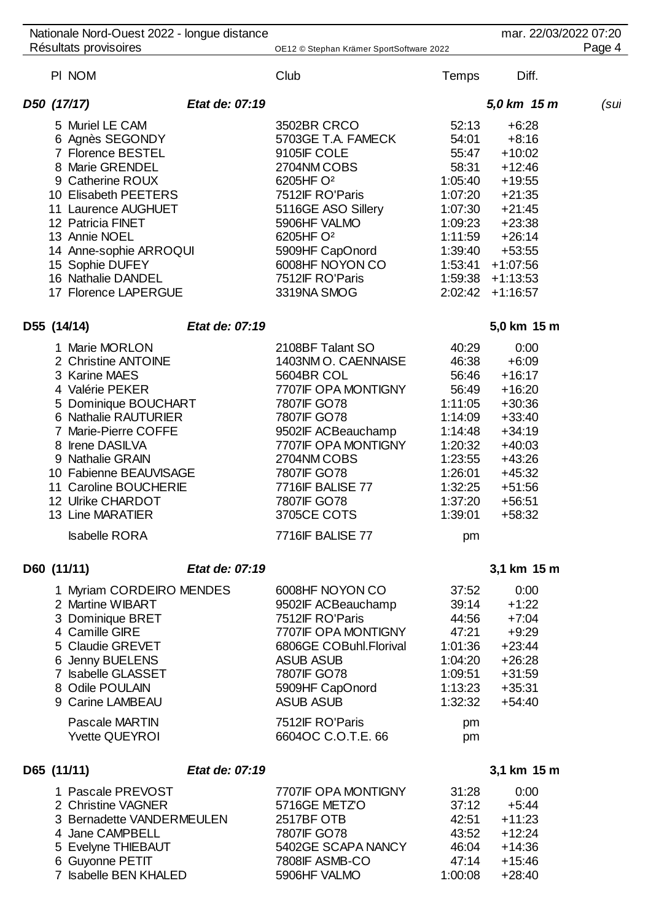Nationale Nord-Ouest 2022 - longue distance — Résultats provisoires — mar. 22/03/2022 07:20

| Pl | NOM | Club | Temps | Diff. |
|---|---|---|---|---|

### D50 (17/17) — *Etat de: 07:19* — *5,0 km 15 m* (sui

| Pl | NOM | Club | Temps | Diff. |
|---|---|---|---|---|
| 5 | Muriel LE CAM | 3502BR CRCO | 52:13 | +6:28 |
| 6 | Agnès SEGONDY | 5703GE T.A. FAMECK | 54:01 | +8:16 |
| 7 | Florence BESTEL | 9105IF COLE | 55:47 | +10:02 |
| 8 | Marie GRENDEL | 2704NM COBS | 58:31 | +12:46 |
| 9 | Catherine ROUX | 6205HF O² | 1:05:40 | +19:55 |
| 10 | Elisabeth PEETERS | 7512IF RO'Paris | 1:07:20 | +21:35 |
| 11 | Laurence AUGHUET | 5116GE ASO Sillery | 1:07:30 | +21:45 |
| 12 | Patricia FINET | 5906HF VALMO | 1:09:23 | +23:38 |
| 13 | Annie NOEL | 6205HF O² | 1:11:59 | +26:14 |
| 14 | Anne-sophie ARROQUI | 5909HF CapOnord | 1:39:40 | +53:55 |
| 15 | Sophie DUFEY | 6008HF NOYON CO | 1:53:41 | +1:07:56 |
| 16 | Nathalie DANDEL | 7512IF RO'Paris | 1:59:38 | +1:13:53 |
| 17 | Florence LAPERGUE | 3319NA SMOG | 2:02:42 | +1:16:57 |

### D55 (14/14) — *Etat de: 07:19* — 5,0 km 15 m

| Pl | NOM | Club | Temps | Diff. |
|---|---|---|---|---|
| 1 | Marie MORLON | 2108BF Talant SO | 40:29 | 0:00 |
| 2 | Christine ANTOINE | 1403NM O. CAENNAISE | 46:38 | +6:09 |
| 3 | Karine MAES | 5604BR COL | 56:46 | +16:17 |
| 4 | Valérie PEKER | 7707IF OPA MONTIGNY | 56:49 | +16:20 |
| 5 | Dominique BOUCHART | 7807IF GO78 | 1:11:05 | +30:36 |
| 6 | Nathalie RAUTURIER | 7807IF GO78 | 1:14:09 | +33:40 |
| 7 | Marie-Pierre COFFE | 9502IF ACBeauchamp | 1:14:48 | +34:19 |
| 8 | Irene DASILVA | 7707IF OPA MONTIGNY | 1:20:32 | +40:03 |
| 9 | Nathalie GRAIN | 2704NM COBS | 1:23:55 | +43:26 |
| 10 | Fabienne BEAUVISAGE | 7807IF GO78 | 1:26:01 | +45:32 |
| 11 | Caroline BOUCHERIE | 7716IF BALISE 77 | 1:32:25 | +51:56 |
| 12 | Ulrike CHARDOT | 7807IF GO78 | 1:37:20 | +56:51 |
| 13 | Line MARATIER | 3705CE COTS | 1:39:01 | +58:32 |
| | Isabelle RORA | 7716IF BALISE 77 | pm | |

### D60 (11/11) — *Etat de: 07:19* — 3,1 km 15 m

| Pl | NOM | Club | Temps | Diff. |
|---|---|---|---|---|
| 1 | Myriam CORDEIRO MENDES | 6008HF NOYON CO | 37:52 | 0:00 |
| 2 | Martine WIBART | 9502IF ACBeauchamp | 39:14 | +1:22 |
| 3 | Dominique BRET | 7512IF RO'Paris | 44:56 | +7:04 |
| 4 | Camille GIRE | 7707IF OPA MONTIGNY | 47:21 | +9:29 |
| 5 | Claudie GREVET | 6806GE COBuhl.Florival | 1:01:36 | +23:44 |
| 6 | Jenny BUELENS | ASUB ASUB | 1:04:20 | +26:28 |
| 7 | Isabelle GLASSET | 7807IF GO78 | 1:09:51 | +31:59 |
| 8 | Odile POULAIN | 5909HF CapOnord | 1:13:23 | +35:31 |
| 9 | Carine LAMBEAU | ASUB ASUB | 1:32:32 | +54:40 |
| | Pascale MARTIN | 7512IF RO'Paris | pm | |
| | Yvette QUEYROI | 6604OC C.O.T.E. 66 | pm | |

### D65 (11/11) — *Etat de: 07:19* — 3,1 km 15 m

| Pl | NOM | Club | Temps | Diff. |
|---|---|---|---|---|
| 1 | Pascale PREVOST | 7707IF OPA MONTIGNY | 31:28 | 0:00 |
| 2 | Christine VAGNER | 5716GE METZ'O | 37:12 | +5:44 |
| 3 | Bernadette VANDERMEULEN | 2517BF OTB | 42:51 | +11:23 |
| 4 | Jane CAMPBELL | 7807IF GO78 | 43:52 | +12:24 |
| 5 | Evelyne THIEBAUT | 5402GE SCAPA NANCY | 46:04 | +14:36 |
| 6 | Guyonne PETIT | 7808IF ASMB-CO | 47:14 | +15:46 |
| 7 | Isabelle BEN KHALED | 5906HF VALMO | 1:00:08 | +28:40 |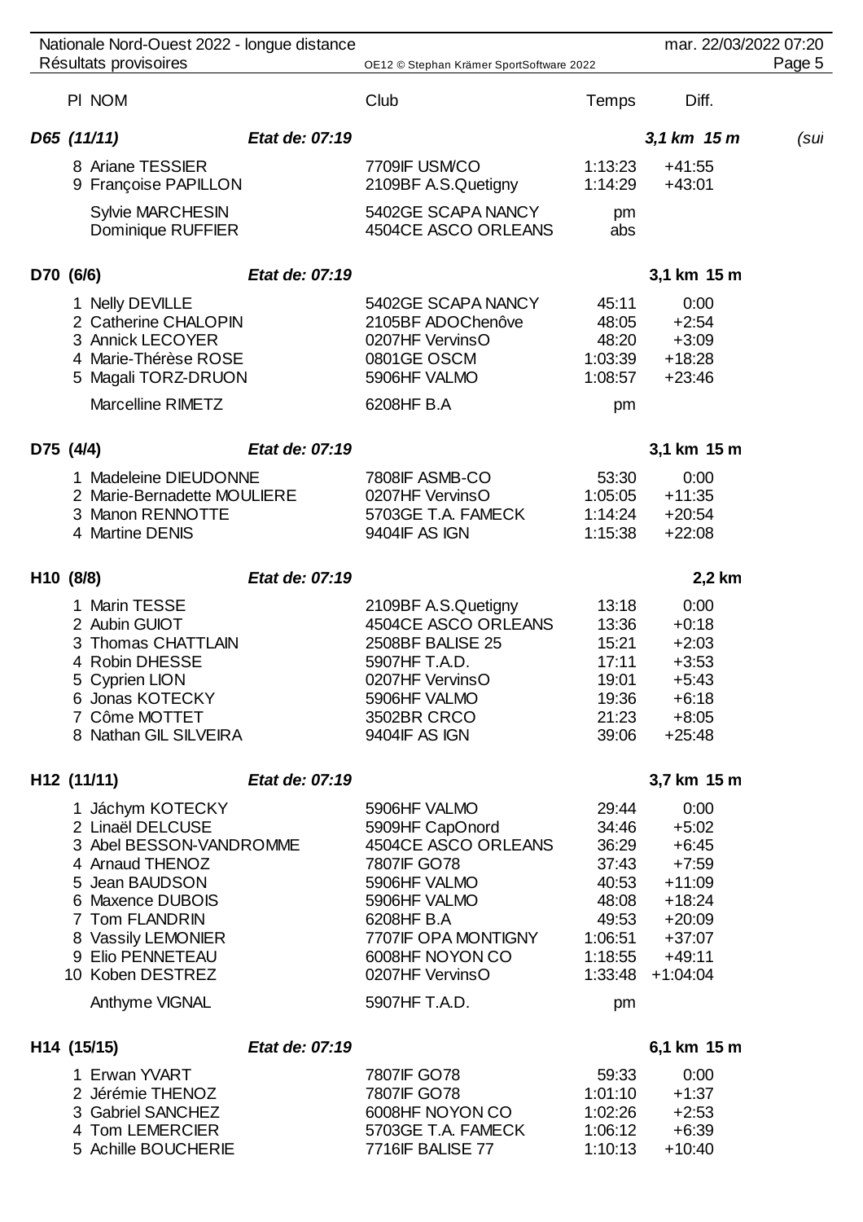| Pl | NOM | Club | Temps | Diff. |
|---|---|---|---|---|
| ***D65 (11/11)*** | ***Etat de: 07:19*** | | | ***3,1 km 15 m*** *(sui* |
| 8 | Ariane TESSIER | 7709IF USM/CO | 1:13:23 | +41:55 |
| 9 | Françoise PAPILLON | 2109BF A.S.Quetigny | 1:14:29 | +43:01 |
| | Sylvie MARCHESIN | 5402GE SCAPA NANCY | pm | |
| | Dominique RUFFIER | 4504CE ASCO ORLEANS | abs | |
| **D70 (6/6)** | ***Etat de: 07:19*** | | | **3,1 km 15 m** |
| 1 | Nelly DEVILLE | 5402GE SCAPA NANCY | 45:11 | 0:00 |
| 2 | Catherine CHALOPIN | 2105BF ADOChenôve | 48:05 | +2:54 |
| 3 | Annick LECOYER | 0207HF VervinsO | 48:20 | +3:09 |
| 4 | Marie-Thérèse ROSE | 0801GE OSCM | 1:03:39 | +18:28 |
| 5 | Magali TORZ-DRUON | 5906HF VALMO | 1:08:57 | +23:46 |
| | Marcelline RIMETZ | 6208HF B.A | pm | |
| **D75 (4/4)** | ***Etat de: 07:19*** | | | **3,1 km 15 m** |
| 1 | Madeleine DIEUDONNE | 7808IF ASMB-CO | 53:30 | 0:00 |
| 2 | Marie-Bernadette MOULIERE | 0207HF VervinsO | 1:05:05 | +11:35 |
| 3 | Manon RENNOTTE | 5703GE T.A. FAMECK | 1:14:24 | +20:54 |
| 4 | Martine DENIS | 9404IF AS IGN | 1:15:38 | +22:08 |
| **H10 (8/8)** | ***Etat de: 07:19*** | | | **2,2 km** |
| 1 | Marin TESSE | 2109BF A.S.Quetigny | 13:18 | 0:00 |
| 2 | Aubin GUIOT | 4504CE ASCO ORLEANS | 13:36 | +0:18 |
| 3 | Thomas CHATTLAIN | 2508BF BALISE 25 | 15:21 | +2:03 |
| 4 | Robin DHESSE | 5907HF T.A.D. | 17:11 | +3:53 |
| 5 | Cyprien LION | 0207HF VervinsO | 19:01 | +5:43 |
| 6 | Jonas KOTECKY | 5906HF VALMO | 19:36 | +6:18 |
| 7 | Côme MOTTET | 3502BR CRCO | 21:23 | +8:05 |
| 8 | Nathan GIL SILVEIRA | 9404IF AS IGN | 39:06 | +25:48 |
| **H12 (11/11)** | ***Etat de: 07:19*** | | | **3,7 km 15 m** |
| 1 | Jáchym KOTECKY | 5906HF VALMO | 29:44 | 0:00 |
| 2 | Linaël DELCUSE | 5909HF CapOnord | 34:46 | +5:02 |
| 3 | Abel BESSON-VANDROMME | 4504CE ASCO ORLEANS | 36:29 | +6:45 |
| 4 | Arnaud THENOZ | 7807IF GO78 | 37:43 | +7:59 |
| 5 | Jean BAUDSON | 5906HF VALMO | 40:53 | +11:09 |
| 6 | Maxence DUBOIS | 5906HF VALMO | 48:08 | +18:24 |
| 7 | Tom FLANDRIN | 6208HF B.A | 49:53 | +20:09 |
| 8 | Vassily LEMONIER | 7707IF OPA MONTIGNY | 1:06:51 | +37:07 |
| 9 | Elio PENNETEAU | 6008HF NOYON CO | 1:18:55 | +49:11 |
| 10 | Koben DESTREZ | 0207HF VervinsO | 1:33:48 | +1:04:04 |
| | Anthyme VIGNAL | 5907HF T.A.D. | pm | |
| **H14 (15/15)** | ***Etat de: 07:19*** | | | **6,1 km 15 m** |
| 1 | Erwan YVART | 7807IF GO78 | 59:33 | 0:00 |
| 2 | Jérémie THENOZ | 7807IF GO78 | 1:01:10 | +1:37 |
| 3 | Gabriel SANCHEZ | 6008HF NOYON CO | 1:02:26 | +2:53 |
| 4 | Tom LEMERCIER | 5703GE T.A. FAMECK | 1:06:12 | +6:39 |
| 5 | Achille BOUCHERIE | 7716IF BALISE 77 | 1:10:13 | +10:40 |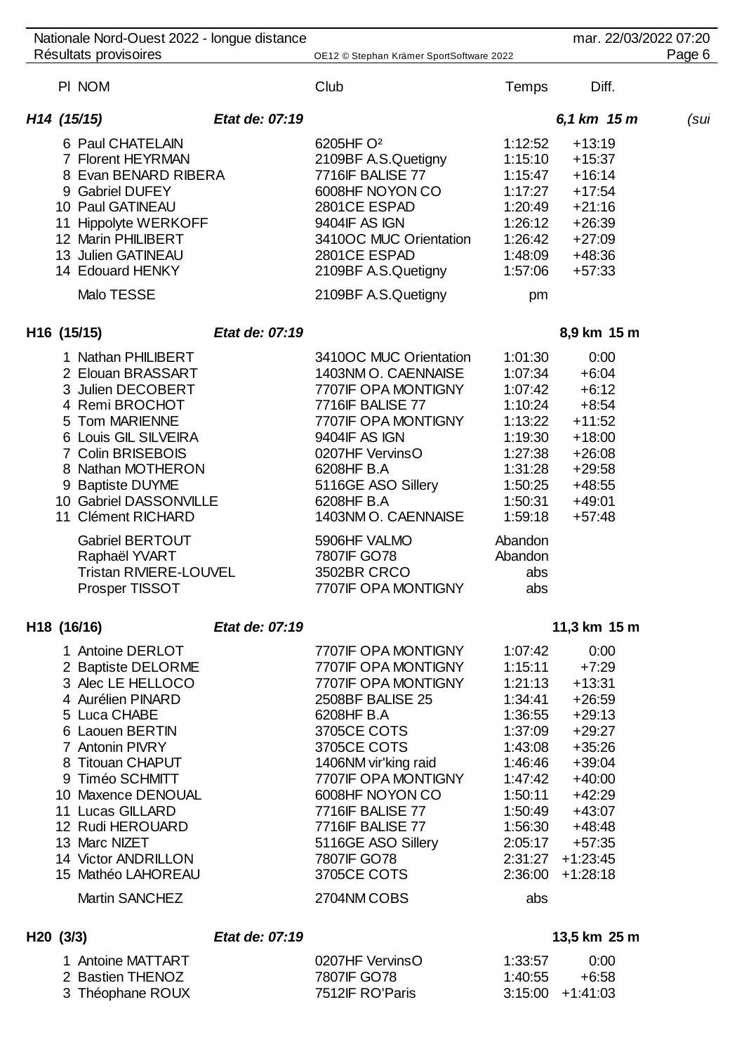Nationale Nord-Ouest 2022 - longue distance

Résultats provisoires

| Pl | NOM | Club | Temps | Diff. |
|---|---|---|---|---|

### *H14 (15/15)* — *Etat de: 07:19* — *6,1 km 15 m* *(sui*

| Pl | NOM | Club | Temps | Diff. |
|---|---|---|---|---|
| 6 | Paul CHATELAIN | 6205HF O² | 1:12:52 | +13:19 |
| 7 | Florent HEYRMAN | 2109BF A.S.Quetigny | 1:15:10 | +15:37 |
| 8 | Evan BENARD RIBERA | 7716IF BALISE 77 | 1:15:47 | +16:14 |
| 9 | Gabriel DUFEY | 6008HF NOYON CO | 1:17:27 | +17:54 |
| 10 | Paul GATINEAU | 2801CE ESPAD | 1:20:49 | +21:16 |
| 11 | Hippolyte WERKOFF | 9404IF AS IGN | 1:26:12 | +26:39 |
| 12 | Marin PHILIBERT | 3410OC MUC Orientation | 1:26:42 | +27:09 |
| 13 | Julien GATINEAU | 2801CE ESPAD | 1:48:09 | +48:36 |
| 14 | Edouard HENKY | 2109BF A.S.Quetigny | 1:57:06 | +57:33 |
| | Malo TESSE | 2109BF A.S.Quetigny | pm | |

### H16 (15/15) — *Etat de: 07:19* — 8,9 km 15 m

| Pl | NOM | Club | Temps | Diff. |
|---|---|---|---|---|
| 1 | Nathan PHILIBERT | 3410OC MUC Orientation | 1:01:30 | 0:00 |
| 2 | Elouan BRASSART | 1403NM O. CAENNAISE | 1:07:34 | +6:04 |
| 3 | Julien DECOBERT | 7707IF OPA MONTIGNY | 1:07:42 | +6:12 |
| 4 | Remi BROCHOT | 7716IF BALISE 77 | 1:10:24 | +8:54 |
| 5 | Tom MARIENNE | 7707IF OPA MONTIGNY | 1:13:22 | +11:52 |
| 6 | Louis GIL SILVEIRA | 9404IF AS IGN | 1:19:30 | +18:00 |
| 7 | Colin BRISEBOIS | 0207HF VervinsO | 1:27:38 | +26:08 |
| 8 | Nathan MOTHERON | 6208HF B.A | 1:31:28 | +29:58 |
| 9 | Baptiste DUYME | 5116GE ASO Sillery | 1:50:25 | +48:55 |
| 10 | Gabriel DASSONVILLE | 6208HF B.A | 1:50:31 | +49:01 |
| 11 | Clément RICHARD | 1403NM O. CAENNAISE | 1:59:18 | +57:48 |
| | Gabriel BERTOUT | 5906HF VALMO | Abandon | |
| | Raphaël YVART | 7807IF GO78 | Abandon | |
| | Tristan RIVIERE-LOUVEL | 3502BR CRCO | abs | |
| | Prosper TISSOT | 7707IF OPA MONTIGNY | abs | |

### H18 (16/16) — *Etat de: 07:19* — 11,3 km 15 m

| Pl | NOM | Club | Temps | Diff. |
|---|---|---|---|---|
| 1 | Antoine DERLOT | 7707IF OPA MONTIGNY | 1:07:42 | 0:00 |
| 2 | Baptiste DELORME | 7707IF OPA MONTIGNY | 1:15:11 | +7:29 |
| 3 | Alec LE HELLOCO | 7707IF OPA MONTIGNY | 1:21:13 | +13:31 |
| 4 | Aurélien PINARD | 2508BF BALISE 25 | 1:34:41 | +26:59 |
| 5 | Luca CHABE | 6208HF B.A | 1:36:55 | +29:13 |
| 6 | Laouen BERTIN | 3705CE COTS | 1:37:09 | +29:27 |
| 7 | Antonin PIVRY | 3705CE COTS | 1:43:08 | +35:26 |
| 8 | Titouan CHAPUT | 1406NM vir'king raid | 1:46:46 | +39:04 |
| 9 | Timéo SCHMITT | 7707IF OPA MONTIGNY | 1:47:42 | +40:00 |
| 10 | Maxence DENOUAL | 6008HF NOYON CO | 1:50:11 | +42:29 |
| 11 | Lucas GILLARD | 7716IF BALISE 77 | 1:50:49 | +43:07 |
| 12 | Rudi HEROUARD | 7716IF BALISE 77 | 1:56:30 | +48:48 |
| 13 | Marc NIZET | 5116GE ASO Sillery | 2:05:17 | +57:35 |
| 14 | Victor ANDRILLON | 7807IF GO78 | 2:31:27 | +1:23:45 |
| 15 | Mathéo LAHOREAU | 3705CE COTS | 2:36:00 | +1:28:18 |
| | Martin SANCHEZ | 2704NM COBS | abs | |

### H20 (3/3) — *Etat de: 07:19* — 13,5 km 25 m

| Pl | NOM | Club | Temps | Diff. |
|---|---|---|---|---|
| 1 | Antoine MATTART | 0207HF VervinsO | 1:33:57 | 0:00 |
| 2 | Bastien THENOZ | 7807IF GO78 | 1:40:55 | +6:58 |
| 3 | Théophane ROUX | 7512IF RO'Paris | 3:15:00 | +1:41:03 |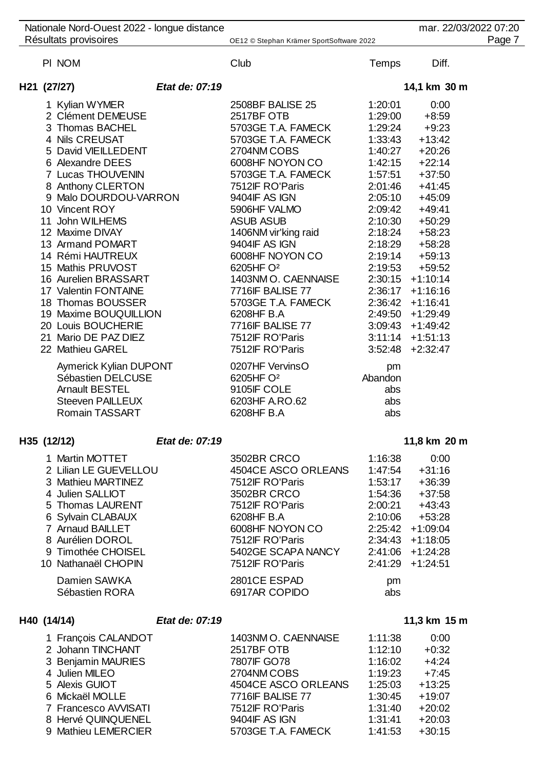| Pl | NOM | Club | Temps | Diff. |
|---|---|---|---|---|
| **H21 (27/27)** | *Etat de: 07:19* | | | **14,1 km 30 m** |
| 1 | Kylian WYMER | 2508BF BALISE 25 | 1:20:01 | 0:00 |
| 2 | Clément DEMEUSE | 2517BF OTB | 1:29:00 | +8:59 |
| 3 | Thomas BACHEL | 5703GE T.A. FAMECK | 1:29:24 | +9:23 |
| 4 | Nils CREUSAT | 5703GE T.A. FAMECK | 1:33:43 | +13:42 |
| 5 | David VIEILLEDENT | 2704NM COBS | 1:40:27 | +20:26 |
| 6 | Alexandre DEES | 6008HF NOYON CO | 1:42:15 | +22:14 |
| 7 | Lucas THOUVENIN | 5703GE T.A. FAMECK | 1:57:51 | +37:50 |
| 8 | Anthony CLERTON | 7512IF RO'Paris | 2:01:46 | +41:45 |
| 9 | Malo DOURDOU-VARRON | 9404IF AS IGN | 2:05:10 | +45:09 |
| 10 | Vincent ROY | 5906HF VALMO | 2:09:42 | +49:41 |
| 11 | John WILHEMS | ASUB ASUB | 2:10:30 | +50:29 |
| 12 | Maxime DIVAY | 1406NM vir'king raid | 2:18:24 | +58:23 |
| 13 | Armand POMART | 9404IF AS IGN | 2:18:29 | +58:28 |
| 14 | Rémi HAUTREUX | 6008HF NOYON CO | 2:19:14 | +59:13 |
| 15 | Mathis PRUVOST | 6205HF O² | 2:19:53 | +59:52 |
| 16 | Aurelien BRASSART | 1403NM O. CAENNAISE | 2:30:15 | +1:10:14 |
| 17 | Valentin FONTAINE | 7716IF BALISE 77 | 2:36:17 | +1:16:16 |
| 18 | Thomas BOUSSER | 5703GE T.A. FAMECK | 2:36:42 | +1:16:41 |
| 19 | Maxime BOUQUILLION | 6208HF B.A | 2:49:50 | +1:29:49 |
| 20 | Louis BOUCHERIE | 7716IF BALISE 77 | 3:09:43 | +1:49:42 |
| 21 | Mario DE PAZ DIEZ | 7512IF RO'Paris | 3:11:14 | +1:51:13 |
| 22 | Mathieu GAREL | 7512IF RO'Paris | 3:52:48 | +2:32:47 |
| | Aymerick Kylian DUPONT | 0207HF VervinsO | pm | |
| | Sébastien DELCUSE | 6205HF O² | Abandon | |
| | Arnault BESTEL | 9105IF COLE | abs | |
| | Steeven PAILLEUX | 6203HF A.RO.62 | abs | |
| | Romain TASSART | 6208HF B.A | abs | |
| **H35 (12/12)** | *Etat de: 07:19* | | | **11,8 km 20 m** |
| 1 | Martin MOTTET | 3502BR CRCO | 1:16:38 | 0:00 |
| 2 | Lilian LE GUEVELLOU | 4504CE ASCO ORLEANS | 1:47:54 | +31:16 |
| 3 | Mathieu MARTINEZ | 7512IF RO'Paris | 1:53:17 | +36:39 |
| 4 | Julien SALLIOT | 3502BR CRCO | 1:54:36 | +37:58 |
| 5 | Thomas LAURENT | 7512IF RO'Paris | 2:00:21 | +43:43 |
| 6 | Sylvain CLABAUX | 6208HF B.A | 2:10:06 | +53:28 |
| 7 | Arnaud BAILLET | 6008HF NOYON CO | 2:25:42 | +1:09:04 |
| 8 | Aurélien DOROL | 7512IF RO'Paris | 2:34:43 | +1:18:05 |
| 9 | Timothée CHOISEL | 5402GE SCAPA NANCY | 2:41:06 | +1:24:28 |
| 10 | Nathanaël CHOPIN | 7512IF RO'Paris | 2:41:29 | +1:24:51 |
| | Damien SAWKA | 2801CE ESPAD | pm | |
| | Sébastien RORA | 6917AR COPIDO | abs | |
| **H40 (14/14)** | *Etat de: 07:19* | | | **11,3 km 15 m** |
| 1 | François CALANDOT | 1403NM O. CAENNAISE | 1:11:38 | 0:00 |
| 2 | Johann TINCHANT | 2517BF OTB | 1:12:10 | +0:32 |
| 3 | Benjamin MAURIES | 7807IF GO78 | 1:16:02 | +4:24 |
| 4 | Julien MILEO | 2704NM COBS | 1:19:23 | +7:45 |
| 5 | Alexis GUIOT | 4504CE ASCO ORLEANS | 1:25:03 | +13:25 |
| 6 | Mickaël MOLLE | 7716IF BALISE 77 | 1:30:45 | +19:07 |
| 7 | Francesco AVVISATI | 7512IF RO'Paris | 1:31:40 | +20:02 |
| 8 | Hervé QUINQUENEL | 9404IF AS IGN | 1:31:41 | +20:03 |
| 9 | Mathieu LEMERCIER | 5703GE T.A. FAMECK | 1:41:53 | +30:15 |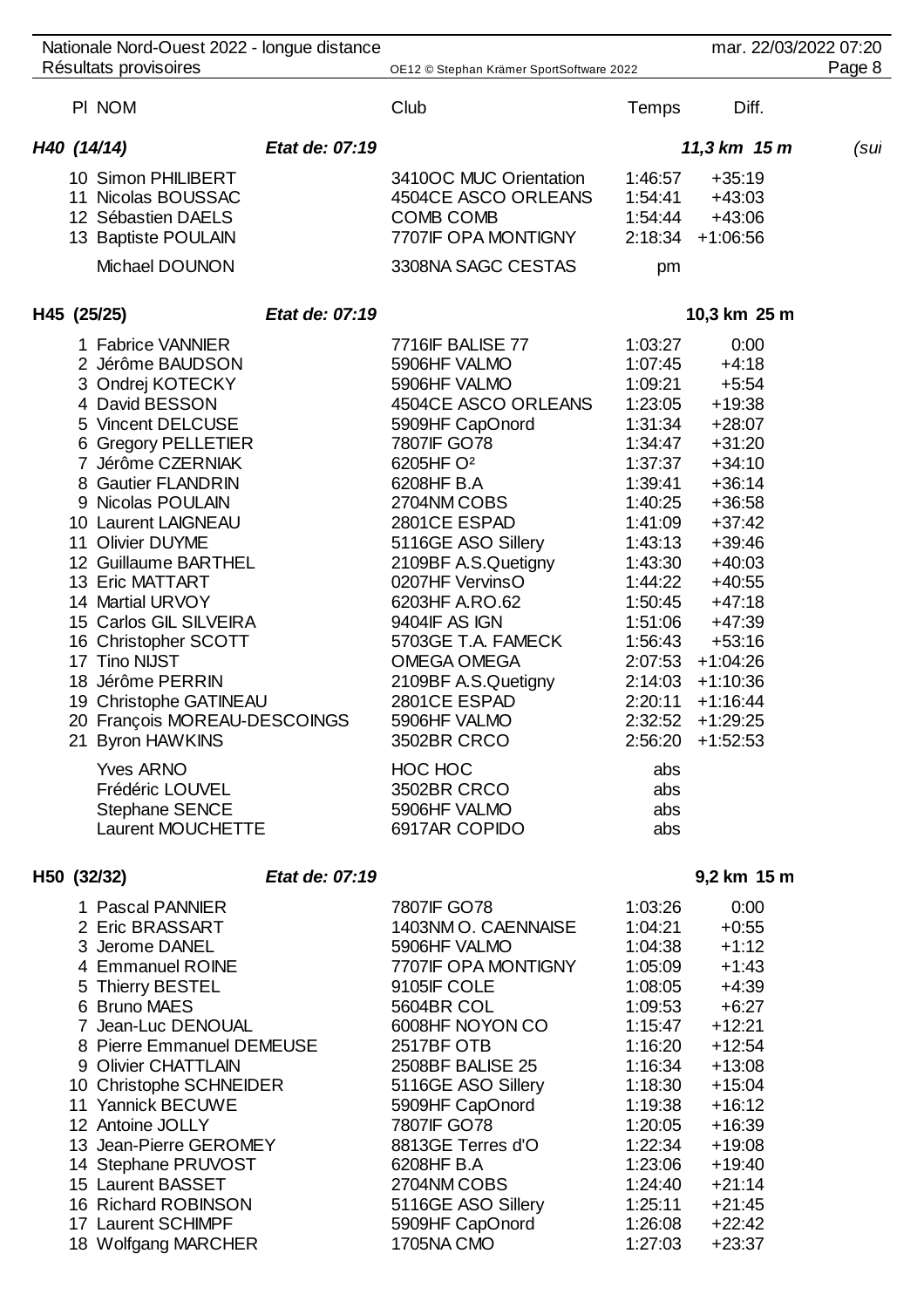### H40 (14/14) — Etat de: 07:19 — 11,3 km 15 m (sui

| Pl | NOM | Club | Temps | Diff. |
|---|---|---|---|---|
| 10 | Simon PHILIBERT | 3410OC MUC Orientation | 1:46:57 | +35:19 |
| 11 | Nicolas BOUSSAC | 4504CE ASCO ORLEANS | 1:54:41 | +43:03 |
| 12 | Sébastien DAELS | COMB COMB | 1:54:44 | +43:06 |
| 13 | Baptiste POULAIN | 7707IF OPA MONTIGNY | 2:18:34 | +1:06:56 |
| | Michael DOUNON | 3308NA SAGC CESTAS | pm | |

### H45 (25/25) — Etat de: 07:19 — 10,3 km 25 m

| Pl | NOM | Club | Temps | Diff. |
|---|---|---|---|---|
| 1 | Fabrice VANNIER | 7716IF BALISE 77 | 1:03:27 | 0:00 |
| 2 | Jérôme BAUDSON | 5906HF VALMO | 1:07:45 | +4:18 |
| 3 | Ondrej KOTECKY | 5906HF VALMO | 1:09:21 | +5:54 |
| 4 | David BESSON | 4504CE ASCO ORLEANS | 1:23:05 | +19:38 |
| 5 | Vincent DELCUSE | 5909HF CapOnord | 1:31:34 | +28:07 |
| 6 | Gregory PELLETIER | 7807IF GO78 | 1:34:47 | +31:20 |
| 7 | Jérôme CZERNIAK | 6205HF O² | 1:37:37 | +34:10 |
| 8 | Gautier FLANDRIN | 6208HF B.A | 1:39:41 | +36:14 |
| 9 | Nicolas POULAIN | 2704NM COBS | 1:40:25 | +36:58 |
| 10 | Laurent LAIGNEAU | 2801CE ESPAD | 1:41:09 | +37:42 |
| 11 | Olivier DUYME | 5116GE ASO Sillery | 1:43:13 | +39:46 |
| 12 | Guillaume BARTHEL | 2109BF A.S.Quetigny | 1:43:30 | +40:03 |
| 13 | Eric MATTART | 0207HF VervinsO | 1:44:22 | +40:55 |
| 14 | Martial URVOY | 6203HF A.RO.62 | 1:50:45 | +47:18 |
| 15 | Carlos GIL SILVEIRA | 9404IF AS IGN | 1:51:06 | +47:39 |
| 16 | Christopher SCOTT | 5703GE T.A. FAMECK | 1:56:43 | +53:16 |
| 17 | Tino NIJST | OMEGA OMEGA | 2:07:53 | +1:04:26 |
| 18 | Jérôme PERRIN | 2109BF A.S.Quetigny | 2:14:03 | +1:10:36 |
| 19 | Christophe GATINEAU | 2801CE ESPAD | 2:20:11 | +1:16:44 |
| 20 | François MOREAU-DESCOINGS | 5906HF VALMO | 2:32:52 | +1:29:25 |
| 21 | Byron HAWKINS | 3502BR CRCO | 2:56:20 | +1:52:53 |
| | Yves ARNO | HOC HOC | abs | |
| | Frédéric LOUVEL | 3502BR CRCO | abs | |
| | Stephane SENCE | 5906HF VALMO | abs | |
| | Laurent MOUCHETTE | 6917AR COPIDO | abs | |

### H50 (32/32) — Etat de: 07:19 — 9,2 km 15 m

| Pl | NOM | Club | Temps | Diff. |
|---|---|---|---|---|
| 1 | Pascal PANNIER | 7807IF GO78 | 1:03:26 | 0:00 |
| 2 | Eric BRASSART | 1403NM O. CAENNAISE | 1:04:21 | +0:55 |
| 3 | Jerome DANEL | 5906HF VALMO | 1:04:38 | +1:12 |
| 4 | Emmanuel ROINE | 7707IF OPA MONTIGNY | 1:05:09 | +1:43 |
| 5 | Thierry BESTEL | 9105IF COLE | 1:08:05 | +4:39 |
| 6 | Bruno MAES | 5604BR COL | 1:09:53 | +6:27 |
| 7 | Jean-Luc DENOUAL | 6008HF NOYON CO | 1:15:47 | +12:21 |
| 8 | Pierre Emmanuel DEMEUSE | 2517BF OTB | 1:16:20 | +12:54 |
| 9 | Olivier CHATTLAIN | 2508BF BALISE 25 | 1:16:34 | +13:08 |
| 10 | Christophe SCHNEIDER | 5116GE ASO Sillery | 1:18:30 | +15:04 |
| 11 | Yannick BECUWE | 5909HF CapOnord | 1:19:38 | +16:12 |
| 12 | Antoine JOLLY | 7807IF GO78 | 1:20:05 | +16:39 |
| 13 | Jean-Pierre GEROMEY | 8813GE Terres d'O | 1:22:34 | +19:08 |
| 14 | Stephane PRUVOST | 6208HF B.A | 1:23:06 | +19:40 |
| 15 | Laurent BASSET | 2704NM COBS | 1:24:40 | +21:14 |
| 16 | Richard ROBINSON | 5116GE ASO Sillery | 1:25:11 | +21:45 |
| 17 | Laurent SCHIMPF | 5909HF CapOnord | 1:26:08 | +22:42 |
| 18 | Wolfgang MARCHER | 1705NA CMO | 1:27:03 | +23:37 |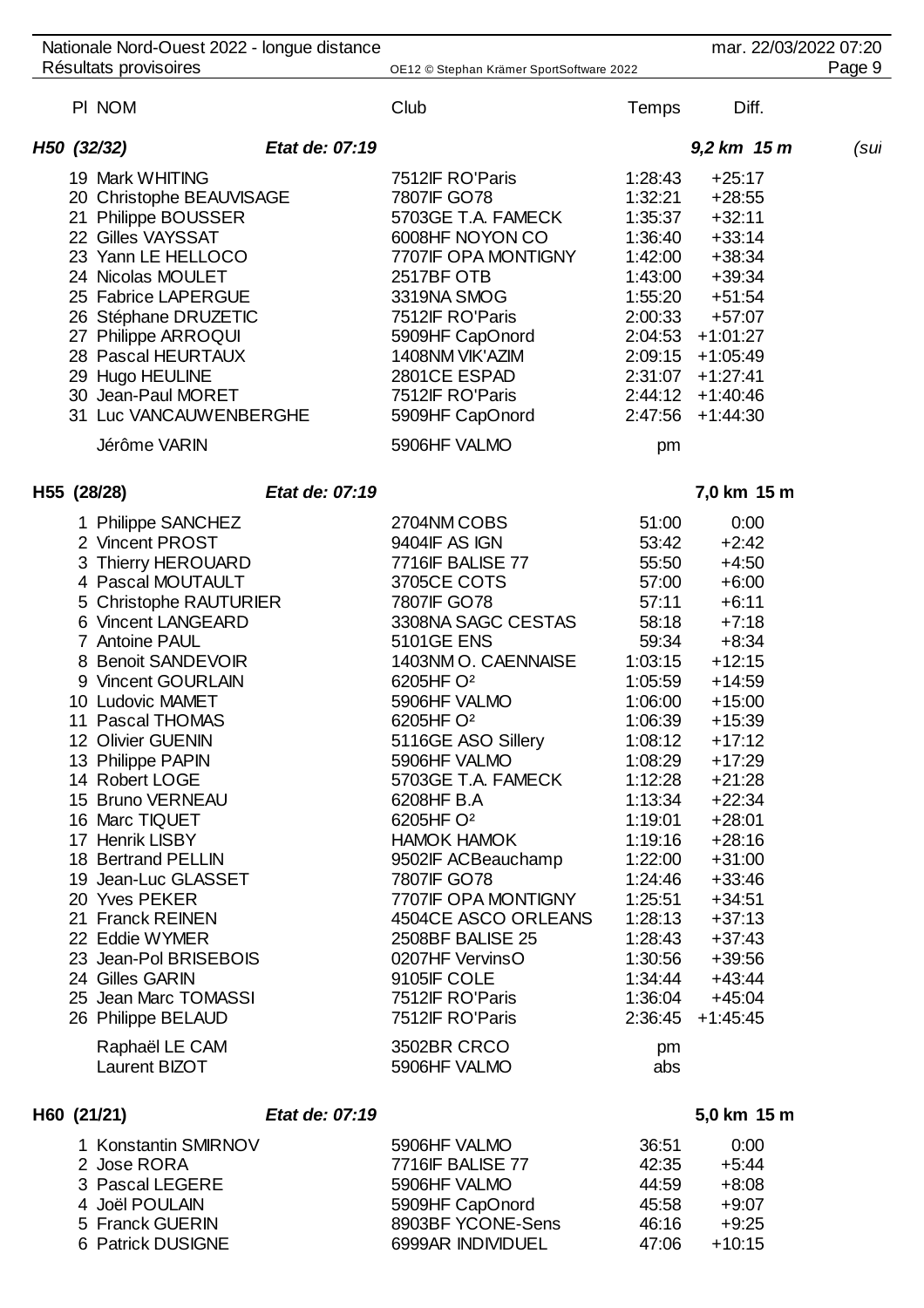| Pl | NOM | Club | Temps | Diff. |
|---|---|---|---|---|
| **H50 (32/32)** | *Etat de: 07:19* | | | *9,2 km 15 m* (sui |
| 19 | Mark WHITING | 7512IF RO'Paris | 1:28:43 | +25:17 |
| 20 | Christophe BEAUVISAGE | 7807IF GO78 | 1:32:21 | +28:55 |
| 21 | Philippe BOUSSER | 5703GE T.A. FAMECK | 1:35:37 | +32:11 |
| 22 | Gilles VAYSSAT | 6008HF NOYON CO | 1:36:40 | +33:14 |
| 23 | Yann LE HELLOCO | 7707IF OPA MONTIGNY | 1:42:00 | +38:34 |
| 24 | Nicolas MOULET | 2517BF OTB | 1:43:00 | +39:34 |
| 25 | Fabrice LAPERGUE | 3319NA SMOG | 1:55:20 | +51:54 |
| 26 | Stéphane DRUZETIC | 7512IF RO'Paris | 2:00:33 | +57:07 |
| 27 | Philippe ARROQUI | 5909HF CapOnord | 2:04:53 | +1:01:27 |
| 28 | Pascal HEURTAUX | 1408NM VIK'AZIM | 2:09:15 | +1:05:49 |
| 29 | Hugo HEULINE | 2801CE ESPAD | 2:31:07 | +1:27:41 |
| 30 | Jean-Paul MORET | 7512IF RO'Paris | 2:44:12 | +1:40:46 |
| 31 | Luc VANCAUWENBERGHE | 5909HF CapOnord | 2:47:56 | +1:44:30 |
| | Jérôme VARIN | 5906HF VALMO | pm | |
| **H55 (28/28)** | *Etat de: 07:19* | | | **7,0 km 15 m** |
| 1 | Philippe SANCHEZ | 2704NM COBS | 51:00 | 0:00 |
| 2 | Vincent PROST | 9404IF AS IGN | 53:42 | +2:42 |
| 3 | Thierry HEROUARD | 7716IF BALISE 77 | 55:50 | +4:50 |
| 4 | Pascal MOUTAULT | 3705CE COTS | 57:00 | +6:00 |
| 5 | Christophe RAUTURIER | 7807IF GO78 | 57:11 | +6:11 |
| 6 | Vincent LANGEARD | 3308NA SAGC CESTAS | 58:18 | +7:18 |
| 7 | Antoine PAUL | 5101GE ENS | 59:34 | +8:34 |
| 8 | Benoit SANDEVOIR | 1403NM O. CAENNAISE | 1:03:15 | +12:15 |
| 9 | Vincent GOURLAIN | 6205HF O² | 1:05:59 | +14:59 |
| 10 | Ludovic MAMET | 5906HF VALMO | 1:06:00 | +15:00 |
| 11 | Pascal THOMAS | 6205HF O² | 1:06:39 | +15:39 |
| 12 | Olivier GUENIN | 5116GE ASO Sillery | 1:08:12 | +17:12 |
| 13 | Philippe PAPIN | 5906HF VALMO | 1:08:29 | +17:29 |
| 14 | Robert LOGE | 5703GE T.A. FAMECK | 1:12:28 | +21:28 |
| 15 | Bruno VERNEAU | 6208HF B.A | 1:13:34 | +22:34 |
| 16 | Marc TIQUET | 6205HF O² | 1:19:01 | +28:01 |
| 17 | Henrik LISBY | HAMOK HAMOK | 1:19:16 | +28:16 |
| 18 | Bertrand PELLIN | 9502IF ACBeauchamp | 1:22:00 | +31:00 |
| 19 | Jean-Luc GLASSET | 7807IF GO78 | 1:24:46 | +33:46 |
| 20 | Yves PEKER | 7707IF OPA MONTIGNY | 1:25:51 | +34:51 |
| 21 | Franck REINEN | 4504CE ASCO ORLEANS | 1:28:13 | +37:13 |
| 22 | Eddie WYMER | 2508BF BALISE 25 | 1:28:43 | +37:43 |
| 23 | Jean-Pol BRISEBOIS | 0207HF VervinsO | 1:30:56 | +39:56 |
| 24 | Gilles GARIN | 9105IF COLE | 1:34:44 | +43:44 |
| 25 | Jean Marc TOMASSI | 7512IF RO'Paris | 1:36:04 | +45:04 |
| 26 | Philippe BELAUD | 7512IF RO'Paris | 2:36:45 | +1:45:45 |
| | Raphaël LE CAM | 3502BR CRCO | pm | |
| | Laurent BIZOT | 5906HF VALMO | abs | |
| **H60 (21/21)** | *Etat de: 07:19* | | | **5,0 km 15 m** |
| 1 | Konstantin SMIRNOV | 5906HF VALMO | 36:51 | 0:00 |
| 2 | Jose RORA | 7716IF BALISE 77 | 42:35 | +5:44 |
| 3 | Pascal LEGERE | 5906HF VALMO | 44:59 | +8:08 |
| 4 | Joël POULAIN | 5909HF CapOnord | 45:58 | +9:07 |
| 5 | Franck GUERIN | 8903BF YCONE-Sens | 46:16 | +9:25 |
| 6 | Patrick DUSIGNE | 6999AR INDIVIDUEL | 47:06 | +10:15 |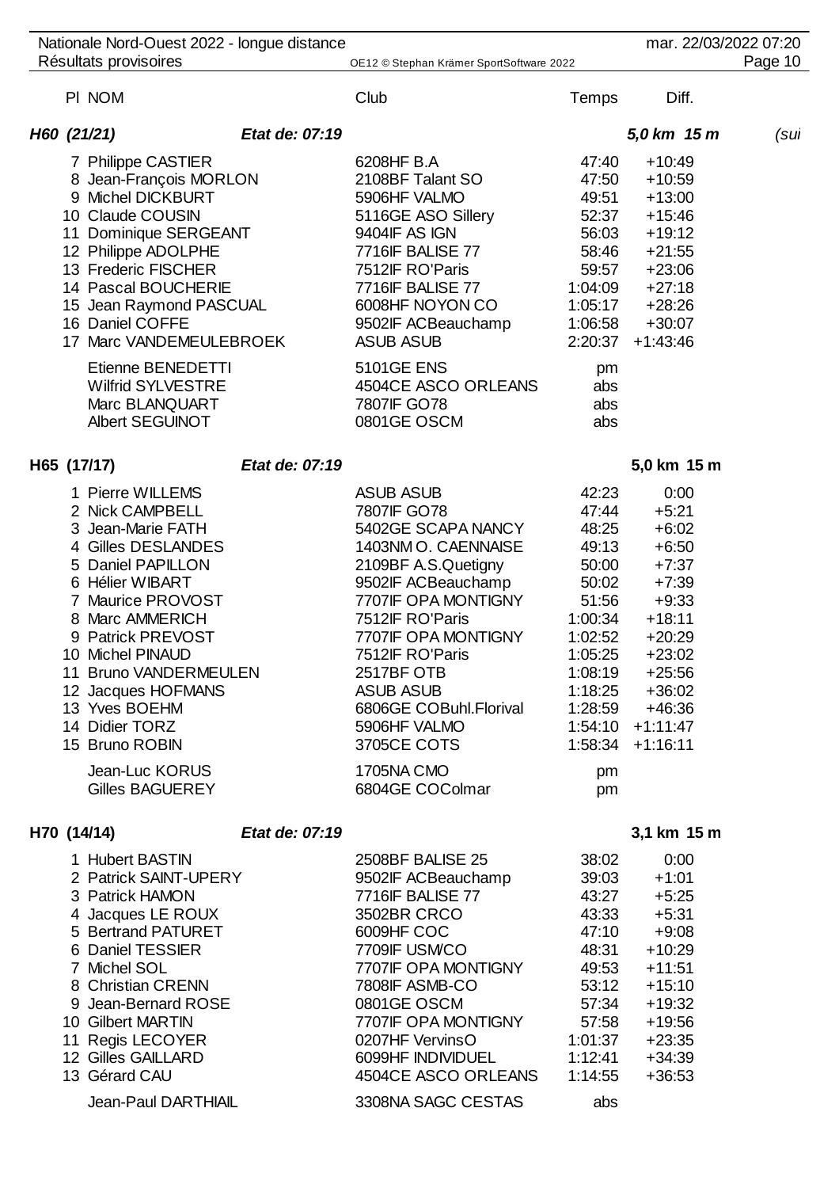| Pl | NOM | Club | Temps | Diff. |
|---|---|---|---|---|

### H60 (21/21) — *Etat de: 07:19* — *5,0 km 15 m* (sui

| Pl | NOM | Club | Temps | Diff. |
|---|---|---|---|---|
| 7 | Philippe CASTIER | 6208HF B.A | 47:40 | +10:49 |
| 8 | Jean-François MORLON | 2108BF Talant SO | 47:50 | +10:59 |
| 9 | Michel DICKBURT | 5906HF VALMO | 49:51 | +13:00 |
| 10 | Claude COUSIN | 5116GE ASO Sillery | 52:37 | +15:46 |
| 11 | Dominique SERGEANT | 9404IF AS IGN | 56:03 | +19:12 |
| 12 | Philippe ADOLPHE | 7716IF BALISE 77 | 58:46 | +21:55 |
| 13 | Frederic FISCHER | 7512IF RO'Paris | 59:57 | +23:06 |
| 14 | Pascal BOUCHERIE | 7716IF BALISE 77 | 1:04:09 | +27:18 |
| 15 | Jean Raymond PASCUAL | 6008HF NOYON CO | 1:05:17 | +28:26 |
| 16 | Daniel COFFE | 9502IF ACBeauchamp | 1:06:58 | +30:07 |
| 17 | Marc VANDEMEULEBROEK | ASUB ASUB | 2:20:37 | +1:43:46 |
| | Etienne BENEDETTI | 5101GE ENS | pm | |
| | Wilfrid SYLVESTRE | 4504CE ASCO ORLEANS | abs | |
| | Marc BLANQUART | 7807IF GO78 | abs | |
| | Albert SEGUINOT | 0801GE OSCM | abs | |

### H65 (17/17) — *Etat de: 07:19* — 5,0 km 15 m

| Pl | NOM | Club | Temps | Diff. |
|---|---|---|---|---|
| 1 | Pierre WILLEMS | ASUB ASUB | 42:23 | 0:00 |
| 2 | Nick CAMPBELL | 7807IF GO78 | 47:44 | +5:21 |
| 3 | Jean-Marie FATH | 5402GE SCAPA NANCY | 48:25 | +6:02 |
| 4 | Gilles DESLANDES | 1403NM O. CAENNAISE | 49:13 | +6:50 |
| 5 | Daniel PAPILLON | 2109BF A.S.Quetigny | 50:00 | +7:37 |
| 6 | Hélier WIBART | 9502IF ACBeauchamp | 50:02 | +7:39 |
| 7 | Maurice PROVOST | 7707IF OPA MONTIGNY | 51:56 | +9:33 |
| 8 | Marc AMMERICH | 7512IF RO'Paris | 1:00:34 | +18:11 |
| 9 | Patrick PREVOST | 7707IF OPA MONTIGNY | 1:02:52 | +20:29 |
| 10 | Michel PINAUD | 7512IF RO'Paris | 1:05:25 | +23:02 |
| 11 | Bruno VANDERMEULEN | 2517BF OTB | 1:08:19 | +25:56 |
| 12 | Jacques HOFMANS | ASUB ASUB | 1:18:25 | +36:02 |
| 13 | Yves BOEHM | 6806GE COBuhl.Florival | 1:28:59 | +46:36 |
| 14 | Didier TORZ | 5906HF VALMO | 1:54:10 | +1:11:47 |
| 15 | Bruno ROBIN | 3705CE COTS | 1:58:34 | +1:16:11 |
| | Jean-Luc KORUS | 1705NA CMO | pm | |
| | Gilles BAGUEREY | 6804GE COColmar | pm | |

### H70 (14/14) — *Etat de: 07:19* — 3,1 km 15 m

| Pl | NOM | Club | Temps | Diff. |
|---|---|---|---|---|
| 1 | Hubert BASTIN | 2508BF BALISE 25 | 38:02 | 0:00 |
| 2 | Patrick SAINT-UPERY | 9502IF ACBeauchamp | 39:03 | +1:01 |
| 3 | Patrick HAMON | 7716IF BALISE 77 | 43:27 | +5:25 |
| 4 | Jacques LE ROUX | 3502BR CRCO | 43:33 | +5:31 |
| 5 | Bertrand PATURET | 6009HF COC | 47:10 | +9:08 |
| 6 | Daniel TESSIER | 7709IF USM/CO | 48:31 | +10:29 |
| 7 | Michel SOL | 7707IF OPA MONTIGNY | 49:53 | +11:51 |
| 8 | Christian CRENN | 7808IF ASMB-CO | 53:12 | +15:10 |
| 9 | Jean-Bernard ROSE | 0801GE OSCM | 57:34 | +19:32 |
| 10 | Gilbert MARTIN | 7707IF OPA MONTIGNY | 57:58 | +19:56 |
| 11 | Regis LECOYER | 0207HF VervinsO | 1:01:37 | +23:35 |
| 12 | Gilles GAILLARD | 6099HF INDIVIDUEL | 1:12:41 | +34:39 |
| 13 | Gérard CAU | 4504CE ASCO ORLEANS | 1:14:55 | +36:53 |
| | Jean-Paul DARTHIAIL | 3308NA SAGC CESTAS | abs | |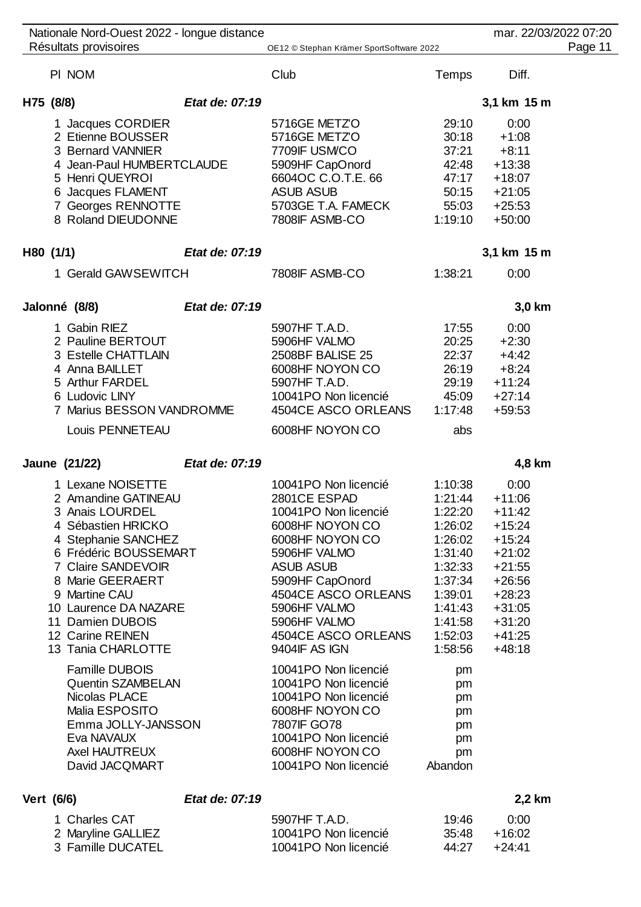Nationale Nord-Ouest 2022 - longue distance — Résultats provisoires — mar. 22/03/2022 07:20

| Pl | NOM | Club | Temps | Diff. |
|---|---|---|---|---|

## H75 (8/8) — *Etat de: 07:19* — 3,1 km 15 m

| Pl | NOM | Club | Temps | Diff. |
|---|---|---|---|---|
| 1 | Jacques CORDIER | 5716GE METZ'O | 29:10 | 0:00 |
| 2 | Etienne BOUSSER | 5716GE METZ'O | 30:18 | +1:08 |
| 3 | Bernard VANNIER | 7709IF USM/CO | 37:21 | +8:11 |
| 4 | Jean-Paul HUMBERTCLAUDE | 5909HF CapOnord | 42:48 | +13:38 |
| 5 | Henri QUEYROI | 6604OC C.O.T.E. 66 | 47:17 | +18:07 |
| 6 | Jacques FLAMENT | ASUB ASUB | 50:15 | +21:05 |
| 7 | Georges RENNOTTE | 5703GE T.A. FAMECK | 55:03 | +25:53 |
| 8 | Roland DIEUDONNE | 7808IF ASMB-CO | 1:19:10 | +50:00 |

## H80 (1/1) — *Etat de: 07:19* — 3,1 km 15 m

| Pl | NOM | Club | Temps | Diff. |
|---|---|---|---|---|
| 1 | Gerald GAWSEWITCH | 7808IF ASMB-CO | 1:38:21 | 0:00 |

## Jalonné (8/8) — *Etat de: 07:19* — 3,0 km

| Pl | NOM | Club | Temps | Diff. |
|---|---|---|---|---|
| 1 | Gabin RIEZ | 5907HF T.A.D. | 17:55 | 0:00 |
| 2 | Pauline BERTOUT | 5906HF VALMO | 20:25 | +2:30 |
| 3 | Estelle CHATTLAIN | 2508BF BALISE 25 | 22:37 | +4:42 |
| 4 | Anna BAILLET | 6008HF NOYON CO | 26:19 | +8:24 |
| 5 | Arthur FARDEL | 5907HF T.A.D. | 29:19 | +11:24 |
| 6 | Ludovic LINY | 10041PO Non licencié | 45:09 | +27:14 |
| 7 | Marius BESSON VANDROMME | 4504CE ASCO ORLEANS | 1:17:48 | +59:53 |
| | Louis PENNETEAU | 6008HF NOYON CO | abs | |

## Jaune (21/22) — *Etat de: 07:19* — 4,8 km

| Pl | NOM | Club | Temps | Diff. |
|---|---|---|---|---|
| 1 | Lexane NOISETTE | 10041PO Non licencié | 1:10:38 | 0:00 |
| 2 | Amandine GATINEAU | 2801CE ESPAD | 1:21:44 | +11:06 |
| 3 | Anais LOURDEL | 10041PO Non licencié | 1:22:20 | +11:42 |
| 4 | Sébastien HRICKO | 6008HF NOYON CO | 1:26:02 | +15:24 |
| 4 | Stephanie SANCHEZ | 6008HF NOYON CO | 1:26:02 | +15:24 |
| 6 | Frédéric BOUSSEMART | 5906HF VALMO | 1:31:40 | +21:02 |
| 7 | Claire SANDEVOIR | ASUB ASUB | 1:32:33 | +21:55 |
| 8 | Marie GEERAERT | 5909HF CapOnord | 1:37:34 | +26:56 |
| 9 | Martine CAU | 4504CE ASCO ORLEANS | 1:39:01 | +28:23 |
| 10 | Laurence DA NAZARE | 5906HF VALMO | 1:41:43 | +31:05 |
| 11 | Damien DUBOIS | 5906HF VALMO | 1:41:58 | +31:20 |
| 12 | Carine REINEN | 4504CE ASCO ORLEANS | 1:52:03 | +41:25 |
| 13 | Tania CHARLOTTE | 9404IF AS IGN | 1:58:56 | +48:18 |
| | Famille DUBOIS | 10041PO Non licencié | pm | |
| | Quentin SZAMBELAN | 10041PO Non licencié | pm | |
| | Nicolas PLACE | 10041PO Non licencié | pm | |
| | Malia ESPOSITO | 6008HF NOYON CO | pm | |
| | Emma JOLLY-JANSSON | 7807IF GO78 | pm | |
| | Eva NAVAUX | 10041PO Non licencié | pm | |
| | Axel HAUTREUX | 6008HF NOYON CO | pm | |
| | David JACQMART | 10041PO Non licencié | Abandon | |

## Vert (6/6) — *Etat de: 07:19* — 2,2 km

| Pl | NOM | Club | Temps | Diff. |
|---|---|---|---|---|
| 1 | Charles CAT | 5907HF T.A.D. | 19:46 | 0:00 |
| 2 | Maryline GALLIEZ | 10041PO Non licencié | 35:48 | +16:02 |
| 3 | Famille DUCATEL | 10041PO Non licencié | 44:27 | +24:41 |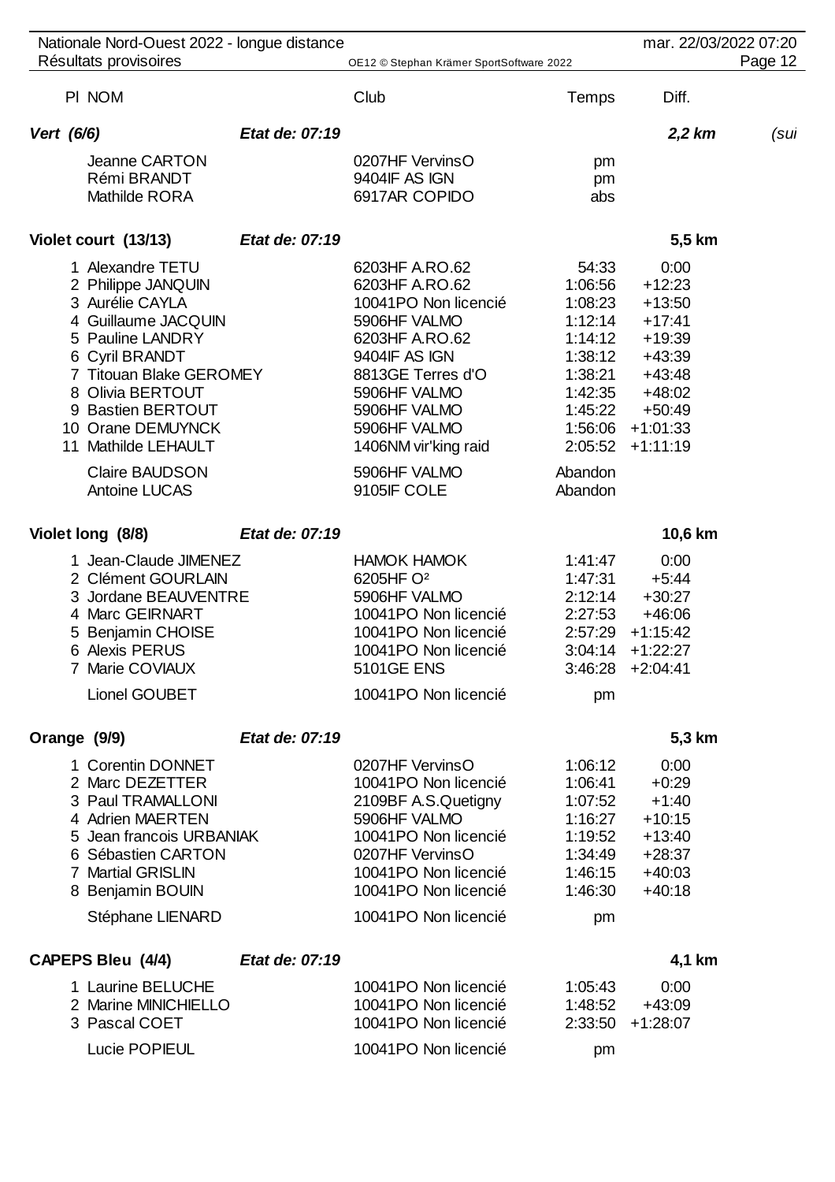## Vert (6/6) — *Etat de: 07:19* — **2,2 km** *(sui*

| Pl | NOM | Club | Temps | Diff. |
|---|---|---|---|---|
| | Jeanne CARTON | 0207HF VervinsO | pm | |
| | Rémi BRANDT | 9404IF AS IGN | pm | |
| | Mathilde RORA | 6917AR COPIDO | abs | |

## Violet court (13/13) — *Etat de: 07:19* — **5,5 km**

| Pl | NOM | Club | Temps | Diff. |
|---|---|---|---|---|
| 1 | Alexandre TETU | 6203HF A.RO.62 | 54:33 | 0:00 |
| 2 | Philippe JANQUIN | 6203HF A.RO.62 | 1:06:56 | +12:23 |
| 3 | Aurélie CAYLA | 10041PO Non licencié | 1:08:23 | +13:50 |
| 4 | Guillaume JACQUIN | 5906HF VALMO | 1:12:14 | +17:41 |
| 5 | Pauline LANDRY | 6203HF A.RO.62 | 1:14:12 | +19:39 |
| 6 | Cyril BRANDT | 9404IF AS IGN | 1:38:12 | +43:39 |
| 7 | Titouan Blake GEROMEY | 8813GE Terres d'O | 1:38:21 | +43:48 |
| 8 | Olivia BERTOUT | 5906HF VALMO | 1:42:35 | +48:02 |
| 9 | Bastien BERTOUT | 5906HF VALMO | 1:45:22 | +50:49 |
| 10 | Orane DEMUYNCK | 5906HF VALMO | 1:56:06 | +1:01:33 |
| 11 | Mathilde LEHAULT | 1406NM vir'king raid | 2:05:52 | +1:11:19 |
| | Claire BAUDSON | 5906HF VALMO | Abandon | |
| | Antoine LUCAS | 9105IF COLE | Abandon | |

## Violet long (8/8) — *Etat de: 07:19* — **10,6 km**

| Pl | NOM | Club | Temps | Diff. |
|---|---|---|---|---|
| 1 | Jean-Claude JIMENEZ | HAMOK HAMOK | 1:41:47 | 0:00 |
| 2 | Clément GOURLAIN | 6205HF O² | 1:47:31 | +5:44 |
| 3 | Jordane BEAUVENTRE | 5906HF VALMO | 2:12:14 | +30:27 |
| 4 | Marc GEIRNART | 10041PO Non licencié | 2:27:53 | +46:06 |
| 5 | Benjamin CHOISE | 10041PO Non licencié | 2:57:29 | +1:15:42 |
| 6 | Alexis PERUS | 10041PO Non licencié | 3:04:14 | +1:22:27 |
| 7 | Marie COVIAUX | 5101GE ENS | 3:46:28 | +2:04:41 |
| | Lionel GOUBET | 10041PO Non licencié | pm | |

## Orange (9/9) — *Etat de: 07:19* — **5,3 km**

| Pl | NOM | Club | Temps | Diff. |
|---|---|---|---|---|
| 1 | Corentin DONNET | 0207HF VervinsO | 1:06:12 | 0:00 |
| 2 | Marc DEZETTER | 10041PO Non licencié | 1:06:41 | +0:29 |
| 3 | Paul TRAMALLONI | 2109BF A.S.Quetigny | 1:07:52 | +1:40 |
| 4 | Adrien MAERTEN | 5906HF VALMO | 1:16:27 | +10:15 |
| 5 | Jean francois URBANIAK | 10041PO Non licencié | 1:19:52 | +13:40 |
| 6 | Sébastien CARTON | 0207HF VervinsO | 1:34:49 | +28:37 |
| 7 | Martial GRISLIN | 10041PO Non licencié | 1:46:15 | +40:03 |
| 8 | Benjamin BOUIN | 10041PO Non licencié | 1:46:30 | +40:18 |
| | Stéphane LIENARD | 10041PO Non licencié | pm | |

## CAPEPS Bleu (4/4) — *Etat de: 07:19* — **4,1 km**

| Pl | NOM | Club | Temps | Diff. |
|---|---|---|---|---|
| 1 | Laurine BELUCHE | 10041PO Non licencié | 1:05:43 | 0:00 |
| 2 | Marine MINICHIELLO | 10041PO Non licencié | 1:48:52 | +43:09 |
| 3 | Pascal COET | 10041PO Non licencié | 2:33:50 | +1:28:07 |
| | Lucie POPIEUL | 10041PO Non licencié | pm | |